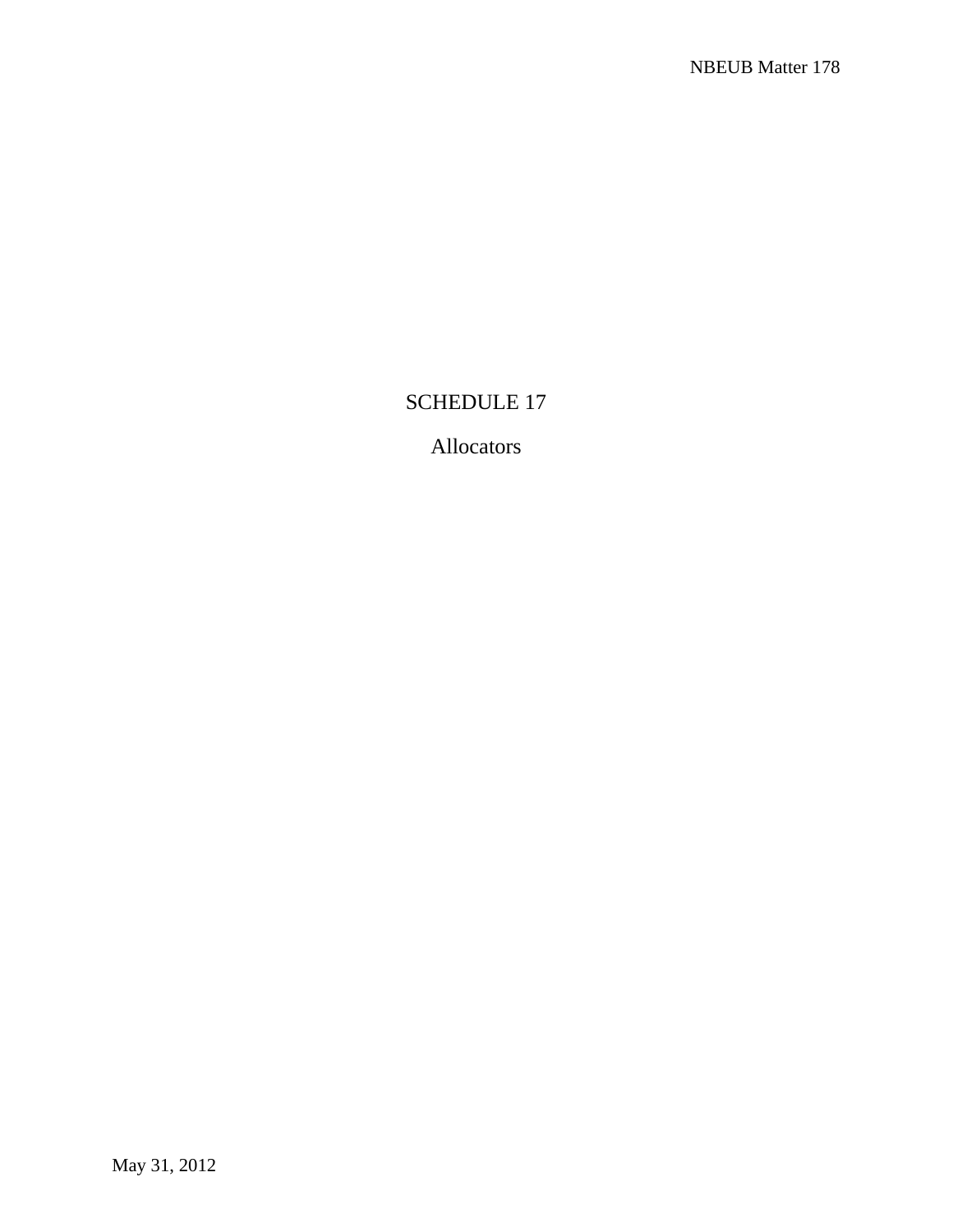# SCHEDULE 17

## Allocators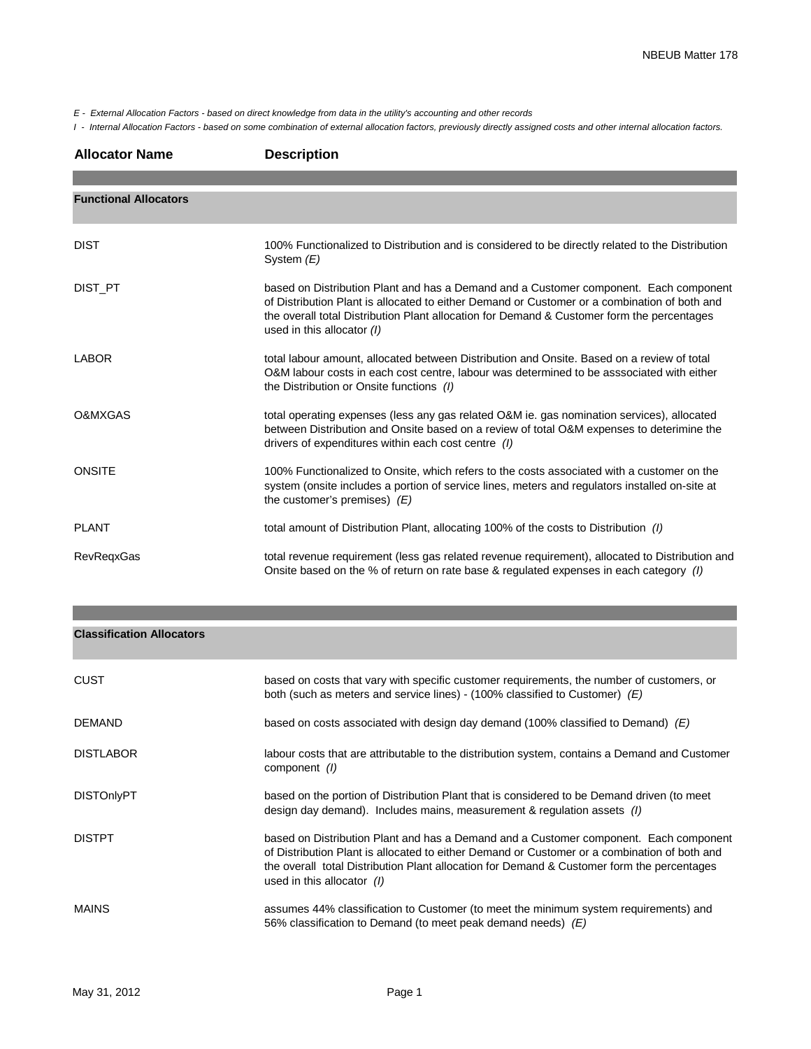*E - External Allocation Factors - based on direct knowledge from data in the utility's accounting and other records*

*I - Internal Allocation Factors - based on some combination of external allocation factors, previously directly assigned costs and other internal allocation factors.*

| Allocator Name | Description |
|---|---|
| **Functional Allocators** | |
| DIST | 100% Functionalized to Distribution and is considered to be directly related to the Distribution System *(E)* |
| DIST_PT | based on Distribution Plant and has a Demand and a Customer component. Each component of Distribution Plant is allocated to either Demand or Customer or a combination of both and the overall total Distribution Plant allocation for Demand & Customer form the percentages used in this allocator *(I)* |
| LABOR | total labour amount, allocated between Distribution and Onsite. Based on a review of total O&M labour costs in each cost centre, labour was determined to be asssociated with either the Distribution or Onsite functions *(I)* |
| O&MXGAS | total operating expenses (less any gas related O&M ie. gas nomination services), allocated between Distribution and Onsite based on a review of total O&M expenses to deterimine the drivers of expenditures within each cost centre *(I)* |
| ONSITE | 100% Functionalized to Onsite, which refers to the costs associated with a customer on the system (onsite includes a portion of service lines, meters and regulators installed on-site at the customer's premises) *(E)* |
| PLANT | total amount of Distribution Plant, allocating 100% of the costs to Distribution *(I)* |
| RevReqxGas | total revenue requirement (less gas related revenue requirement), allocated to Distribution and Onsite based on the % of return on rate base & regulated expenses in each category *(I)* |
| **Classification Allocators** | |
| CUST | based on costs that vary with specific customer requirements, the number of customers, or both (such as meters and service lines) - (100% classified to Customer) *(E)* |
| DEMAND | based on costs associated with design day demand (100% classified to Demand) *(E)* |
| DISTLABOR | labour costs that are attributable to the distribution system, contains a Demand and Customer component *(I)* |
| DISTOnlyPT | based on the portion of Distribution Plant that is considered to be Demand driven (to meet design day demand). Includes mains, measurement & regulation assets *(I)* |
| DISTPT | based on Distribution Plant and has a Demand and a Customer component. Each component of Distribution Plant is allocated to either Demand or Customer or a combination of both and the overall total Distribution Plant allocation for Demand & Customer form the percentages used in this allocator *(I)* |
| MAINS | assumes 44% classification to Customer (to meet the minimum system requirements) and 56% classification to Demand (to meet peak demand needs) *(E)* |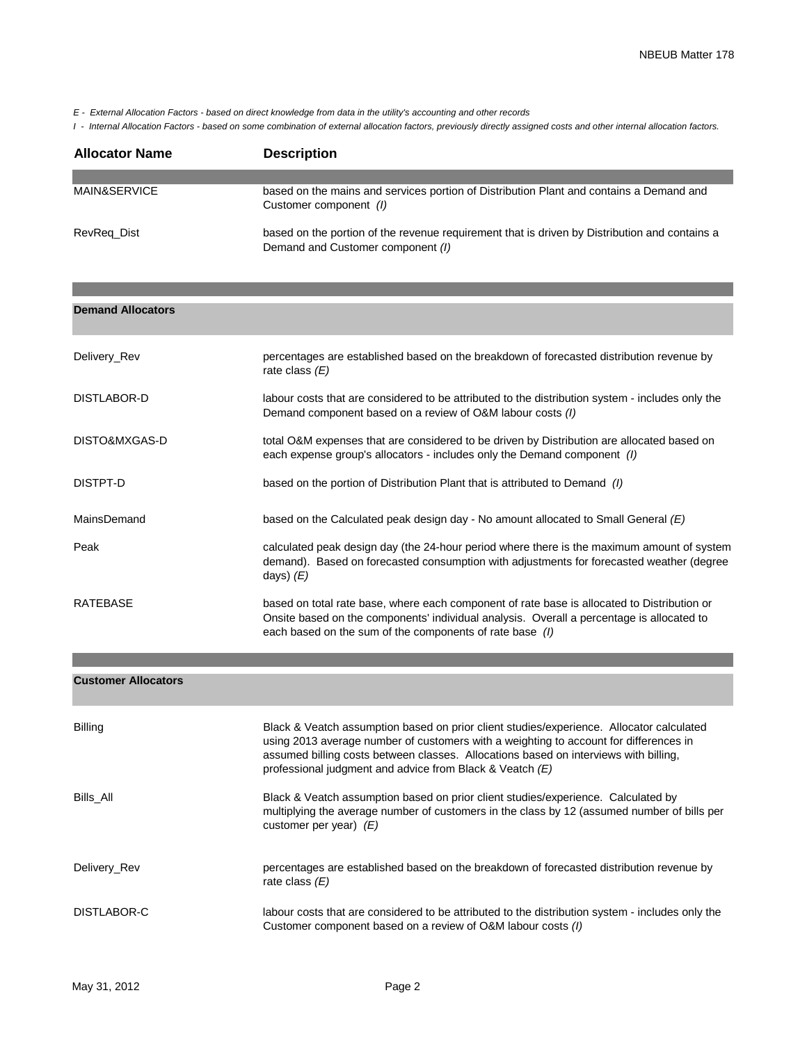*E - External Allocation Factors - based on direct knowledge from data in the utility's accounting and other records*

*I - Internal Allocation Factors - based on some combination of external allocation factors, previously directly assigned costs and other internal allocation factors.*

| Allocator Name | Description |
|---|---|
| MAIN&SERVICE | based on the mains and services portion of Distribution Plant and contains a Demand and Customer component *(I)* |
| RevReq_Dist | based on the portion of the revenue requirement that is driven by Distribution and contains a Demand and Customer component *(I)* |
| **Demand Allocators** | |
| Delivery_Rev | percentages are established based on the breakdown of forecasted distribution revenue by rate class *(E)* |
| DISTLABOR-D | labour costs that are considered to be attributed to the distribution system - includes only the Demand component based on a review of O&M labour costs *(I)* |
| DISTO&MXGAS-D | total O&M expenses that are considered to be driven by Distribution are allocated based on each expense group's allocators - includes only the Demand component *(I)* |
| DISTPT-D | based on the portion of Distribution Plant that is attributed to Demand *(I)* |
| MainsDemand | based on the Calculated peak design day - No amount allocated to Small General *(E)* |
| Peak | calculated peak design day (the 24-hour period where there is the maximum amount of system demand). Based on forecasted consumption with adjustments for forecasted weather (degree days) *(E)* |
| RATEBASE | based on total rate base, where each component of rate base is allocated to Distribution or Onsite based on the components' individual analysis. Overall a percentage is allocated to each based on the sum of the components of rate base *(I)* |
| **Customer Allocators** | |
| Billing | Black & Veatch assumption based on prior client studies/experience. Allocator calculated using 2013 average number of customers with a weighting to account for differences in assumed billing costs between classes. Allocations based on interviews with billing, professional judgment and advice from Black & Veatch *(E)* |
| Bills_All | Black & Veatch assumption based on prior client studies/experience. Calculated by multiplying the average number of customers in the class by 12 (assumed number of bills per customer per year) *(E)* |
| Delivery_Rev | percentages are established based on the breakdown of forecasted distribution revenue by rate class *(E)* |
| DISTLABOR-C | labour costs that are considered to be attributed to the distribution system - includes only the Customer component based on a review of O&M labour costs *(I)* |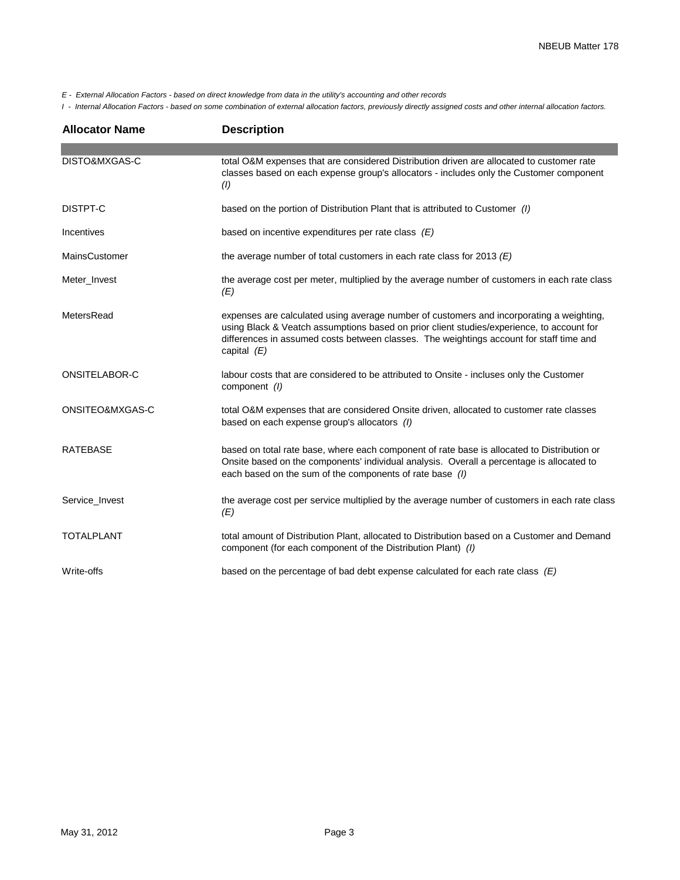*E - External Allocation Factors - based on direct knowledge from data in the utility's accounting and other records*

*I - Internal Allocation Factors - based on some combination of external allocation factors, previously directly assigned costs and other internal allocation factors.*

| Allocator Name | Description |
|---|---|
| DISTO&MXGAS-C | total O&M expenses that are considered Distribution driven are allocated to customer rate classes based on each expense group's allocators - includes only the Customer component *(I)* |
| DISTPT-C | based on the portion of Distribution Plant that is attributed to Customer *(I)* |
| Incentives | based on incentive expenditures per rate class *(E)* |
| MainsCustomer | the average number of total customers in each rate class for 2013 *(E)* |
| Meter_Invest | the average cost per meter, multiplied by the average number of customers in each rate class *(E)* |
| MetersRead | expenses are calculated using average number of customers and incorporating a weighting, using Black & Veatch assumptions based on prior client studies/experience, to account for differences in assumed costs between classes. The weightings account for staff time and capital *(E)* |
| ONSITELABOR-C | labour costs that are considered to be attributed to Onsite - incluses only the Customer component *(I)* |
| ONSITEO&MXGAS-C | total O&M expenses that are considered Onsite driven, allocated to customer rate classes based on each expense group's allocators *(I)* |
| RATEBASE | based on total rate base, where each component of rate base is allocated to Distribution or Onsite based on the components' individual analysis. Overall a percentage is allocated to each based on the sum of the components of rate base *(I)* |
| Service_Invest | the average cost per service multiplied by the average number of customers in each rate class *(E)* |
| TOTALPLANT | total amount of Distribution Plant, allocated to Distribution based on a Customer and Demand component (for each component of the Distribution Plant) *(I)* |
| Write-offs | based on the percentage of bad debt expense calculated for each rate class *(E)* |